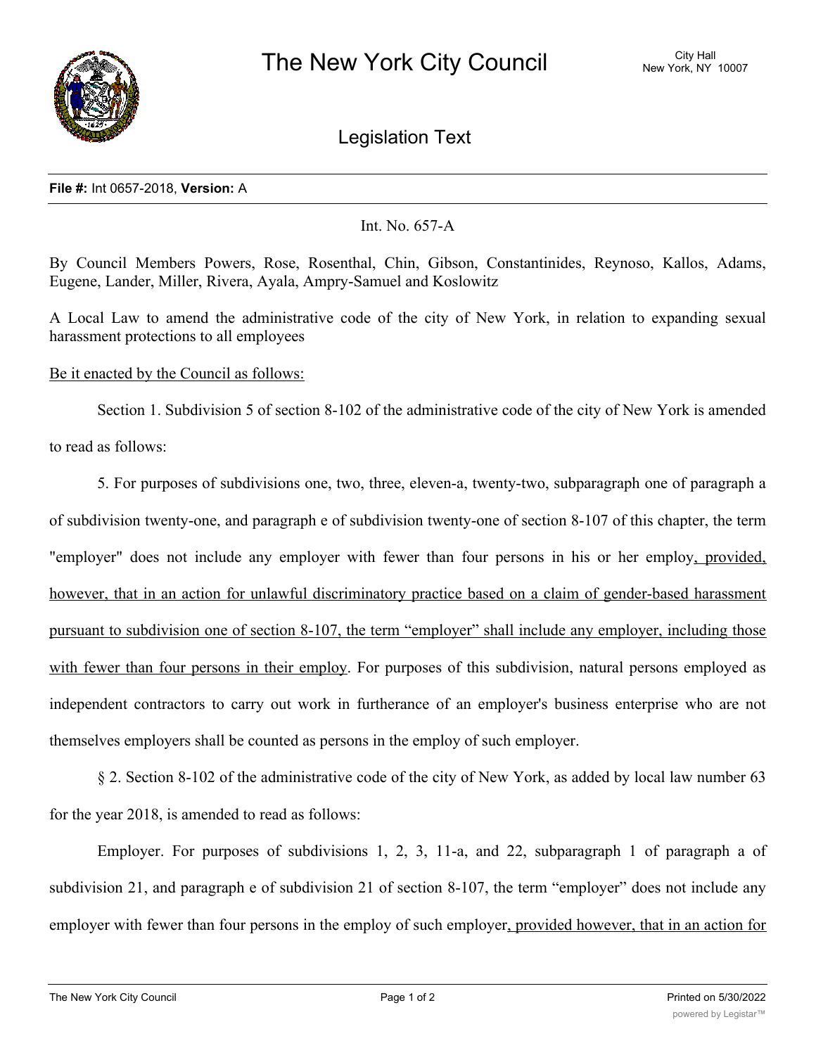The New York City Council

City Hall
New York, NY 10007

Legislation Text

**File #:** Int 0657-2018, **Version:** A

Int. No. 657-A

By Council Members Powers, Rose, Rosenthal, Chin, Gibson, Constantinides, Reynoso, Kallos, Adams, Eugene, Lander, Miller, Rivera, Ayala, Ampry-Samuel and Koslowitz

A Local Law to amend the administrative code of the city of New York, in relation to expanding sexual harassment protections to all employees

Be it enacted by the Council as follows:

Section 1. Subdivision 5 of section 8-102 of the administrative code of the city of New York is amended to read as follows:

5. For purposes of subdivisions one, two, three, eleven-a, twenty-two, subparagraph one of paragraph a of subdivision twenty-one, and paragraph e of subdivision twenty-one of section 8-107 of this chapter, the term "employer" does not include any employer with fewer than four persons in his or her employ, provided, however, that in an action for unlawful discriminatory practice based on a claim of gender-based harassment pursuant to subdivision one of section 8-107, the term "employer" shall include any employer, including those with fewer than four persons in their employ. For purposes of this subdivision, natural persons employed as independent contractors to carry out work in furtherance of an employer's business enterprise who are not themselves employers shall be counted as persons in the employ of such employer.

§ 2. Section 8-102 of the administrative code of the city of New York, as added by local law number 63 for the year 2018, is amended to read as follows:

Employer. For purposes of subdivisions 1, 2, 3, 11-a, and 22, subparagraph 1 of paragraph a of subdivision 21, and paragraph e of subdivision 21 of section 8-107, the term "employer" does not include any employer with fewer than four persons in the employ of such employer, provided however, that in an action for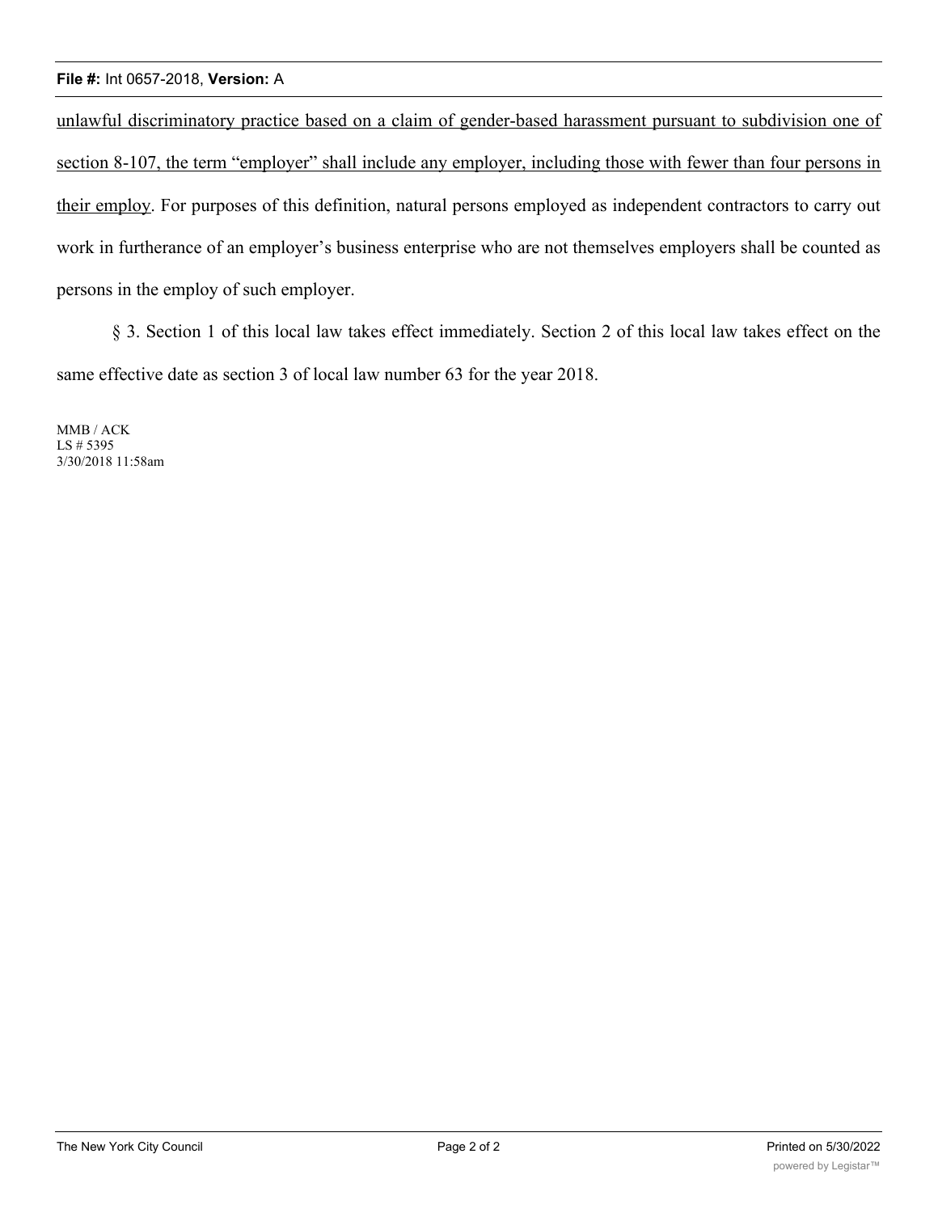<u>unlawful discriminatory practice based on a claim of gender-based harassment pursuant to subdivision one of section 8-107, the term "employer" shall include any employer, including those with fewer than four persons in their employ</u>. For purposes of this definition, natural persons employed as independent contractors to carry out work in furtherance of an employer's business enterprise who are not themselves employers shall be counted as persons in the employ of such employer.

§ 3. Section 1 of this local law takes effect immediately. Section 2 of this local law takes effect on the same effective date as section 3 of local law number 63 for the year 2018.

MMB / ACK
LS # 5395
3/30/2018 11:58am